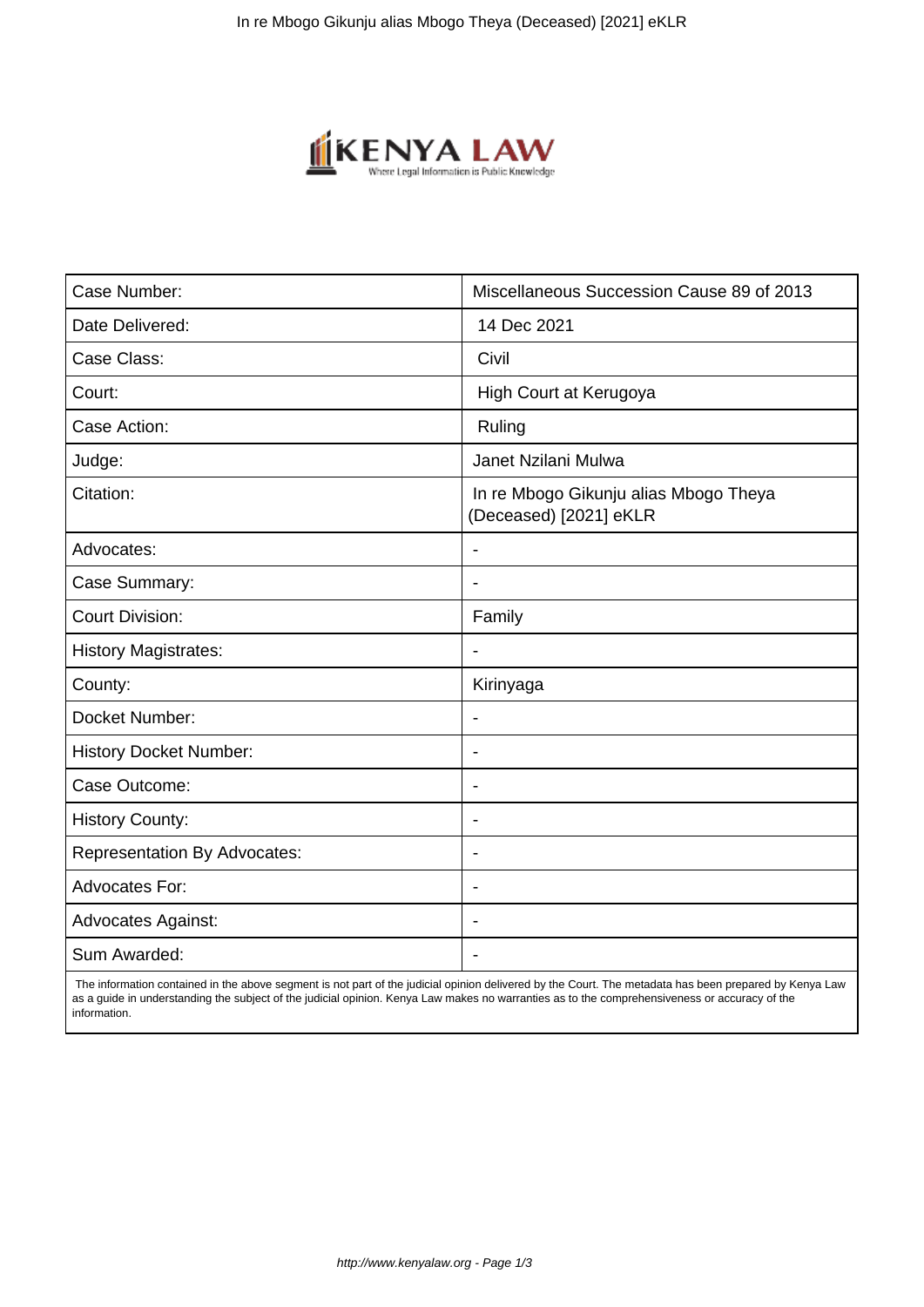| Case Number: | Miscellaneous Succession Cause 89 of 2013 |
|---|---|
| Date Delivered: | 14 Dec 2021 |
| Case Class: | Civil |
| Court: | High Court at Kerugoya |
| Case Action: | Ruling |
| Judge: | Janet Nzilani Mulwa |
| Citation: | In re Mbogo Gikunju alias Mbogo Theya (Deceased) [2021] eKLR |
| Advocates: | - |
| Case Summary: | - |
| Court Division: | Family |
| History Magistrates: | - |
| County: | Kirinyaga |
| Docket Number: | - |
| History Docket Number: | - |
| Case Outcome: | - |
| History County: | - |
| Representation By Advocates: | - |
| Advocates For: | - |
| Advocates Against: | - |
| Sum Awarded: | - |

The information contained in the above segment is not part of the judicial opinion delivered by the Court. The metadata has been prepared by Kenya Law as a guide in understanding the subject of the judicial opinion. Kenya Law makes no warranties as to the comprehensiveness or accuracy of the information.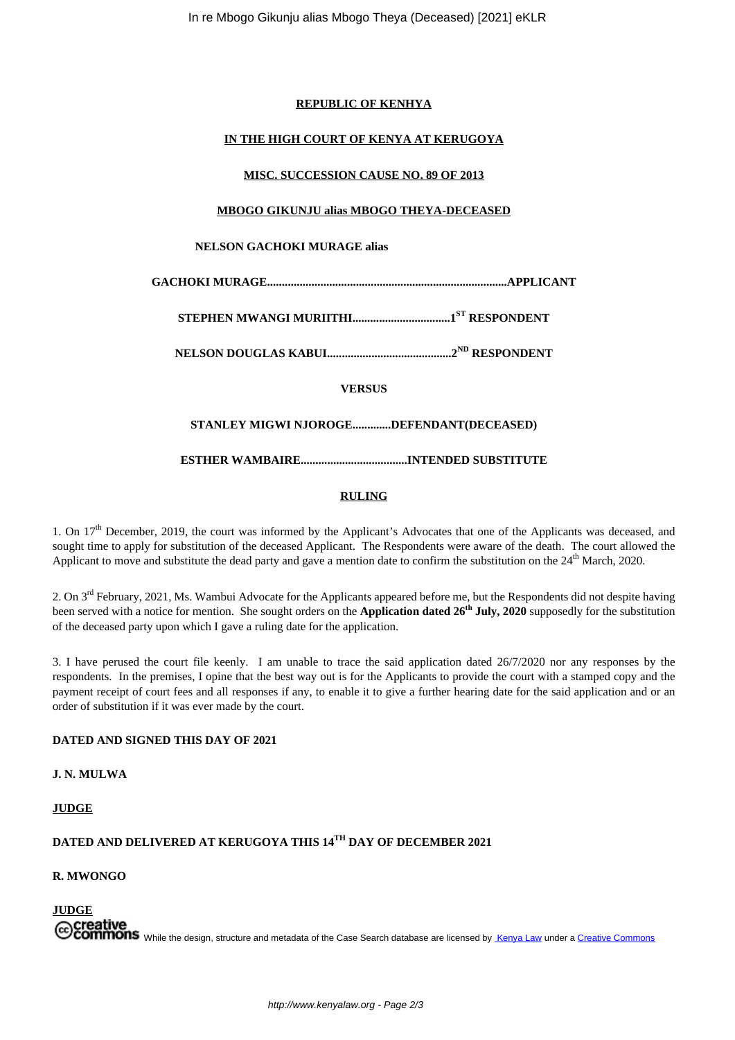**REPUBLIC OF KENHYA**

**IN THE HIGH COURT OF KENYA AT KERUGOYA**

**MISC. SUCCESSION CAUSE NO. 89 OF 2013**

**MBOGO GIKUNJU alias MBOGO THEYA-DECEASED**

**NELSON GACHOKI MURAGE alias**

**GACHOKI MURAGE..................................................................................APPLICANT**

**STEPHEN MWANGI MURIITHI.................................1ST RESPONDENT**

**NELSON DOUGLAS KABUI..........................................2ND RESPONDENT**

**VERSUS**

**STANLEY MIGWI NJOROGE.............DEFENDANT(DECEASED)**

**ESTHER WAMBAIRE....................................INTENDED SUBSTITUTE**

**RULING**

1. On 17th December, 2019, the court was informed by the Applicant's Advocates that one of the Applicants was deceased, and sought time to apply for substitution of the deceased Applicant. The Respondents were aware of the death. The court allowed the Applicant to move and substitute the dead party and gave a mention date to confirm the substitution on the 24th March, 2020.

2. On 3rd February, 2021, Ms. Wambui Advocate for the Applicants appeared before me, but the Respondents did not despite having been served with a notice for mention. She sought orders on the **Application dated 26th July, 2020** supposedly for the substitution of the deceased party upon which I gave a ruling date for the application.

3. I have perused the court file keenly. I am unable to trace the said application dated 26/7/2020 nor any responses by the respondents. In the premises, I opine that the best way out is for the Applicants to provide the court with a stamped copy and the payment receipt of court fees and all responses if any, to enable it to give a further hearing date for the said application and or an order of substitution if it was ever made by the court.

**DATED AND SIGNED THIS DAY OF 2021**

**J. N. MULWA**

**JUDGE**

**DATED AND DELIVERED AT KERUGOYA THIS 14TH DAY OF DECEMBER 2021**

**R. MWONGO**

**JUDGE**

While the design, structure and metadata of the Case Search database are licensed by Kenya Law under a Creative Commons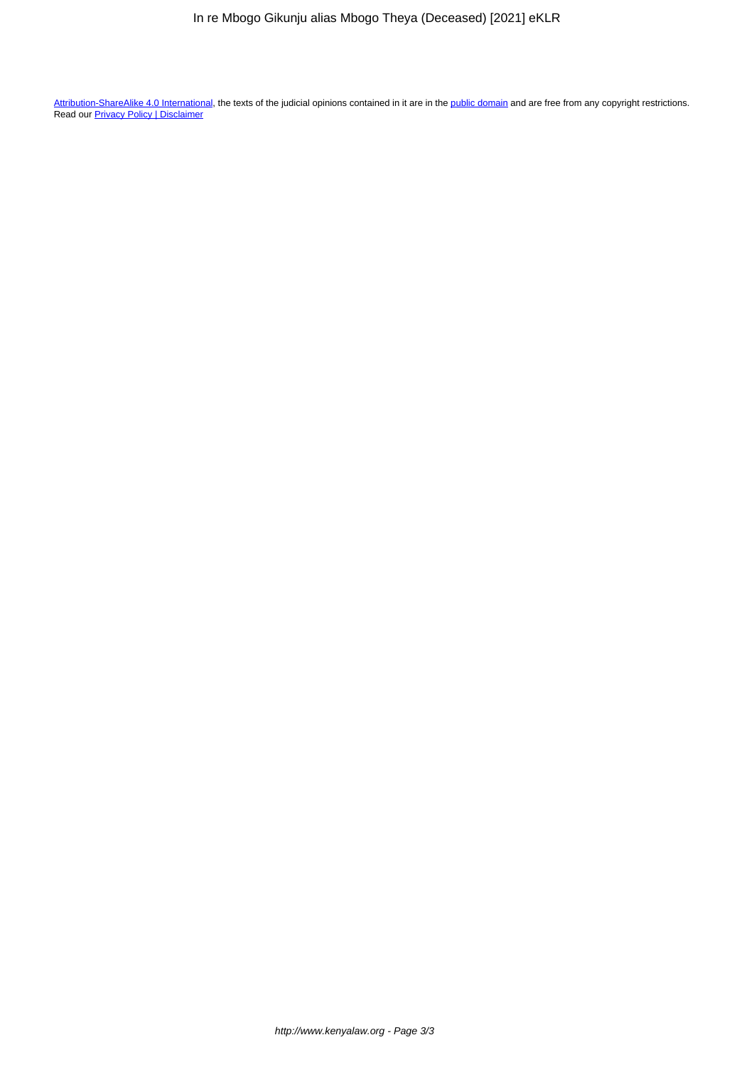Attribution-ShareAlike 4.0 International, the texts of the judicial opinions contained in it are in the public domain and are free from any copyright restrictions.
Read our Privacy Policy | Disclaimer